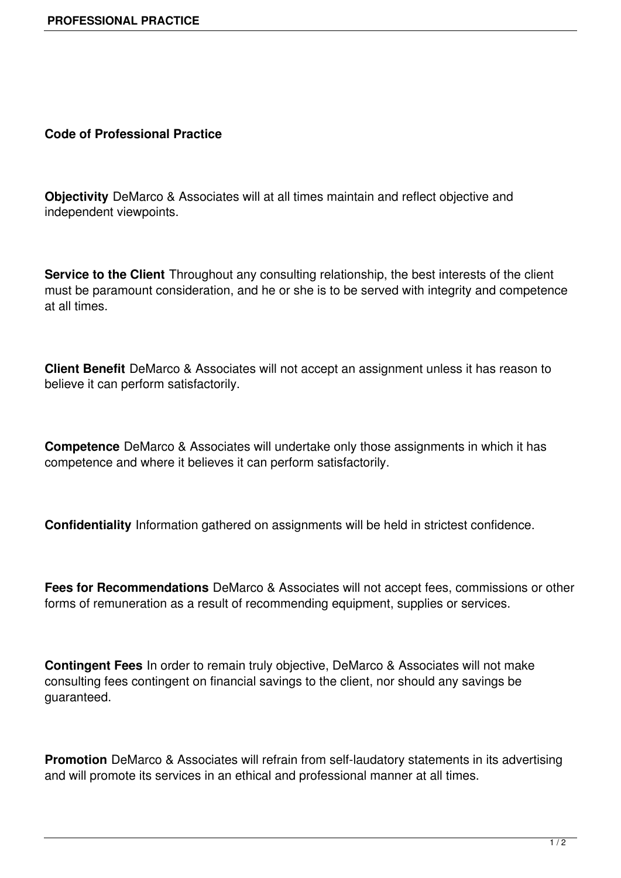**Code of Professional Practice**

**Objectivity** DeMarco & Associates will at all times maintain and reflect objective and independent viewpoints.

**Service to the Client** Throughout any consulting relationship, the best interests of the client must be paramount consideration, and he or she is to be served with integrity and competence at all times.

**Client Benefit** DeMarco & Associates will not accept an assignment unless it has reason to believe it can perform satisfactorily.

**Competence** DeMarco & Associates will undertake only those assignments in which it has competence and where it believes it can perform satisfactorily.

**Confidentiality** Information gathered on assignments will be held in strictest confidence.

**Fees for Recommendations** DeMarco & Associates will not accept fees, commissions or other forms of remuneration as a result of recommending equipment, supplies or services.

**Contingent Fees** In order to remain truly objective, DeMarco & Associates will not make consulting fees contingent on financial savings to the client, nor should any savings be guaranteed.

**Promotion** DeMarco & Associates will refrain from self-laudatory statements in its advertising and will promote its services in an ethical and professional manner at all times.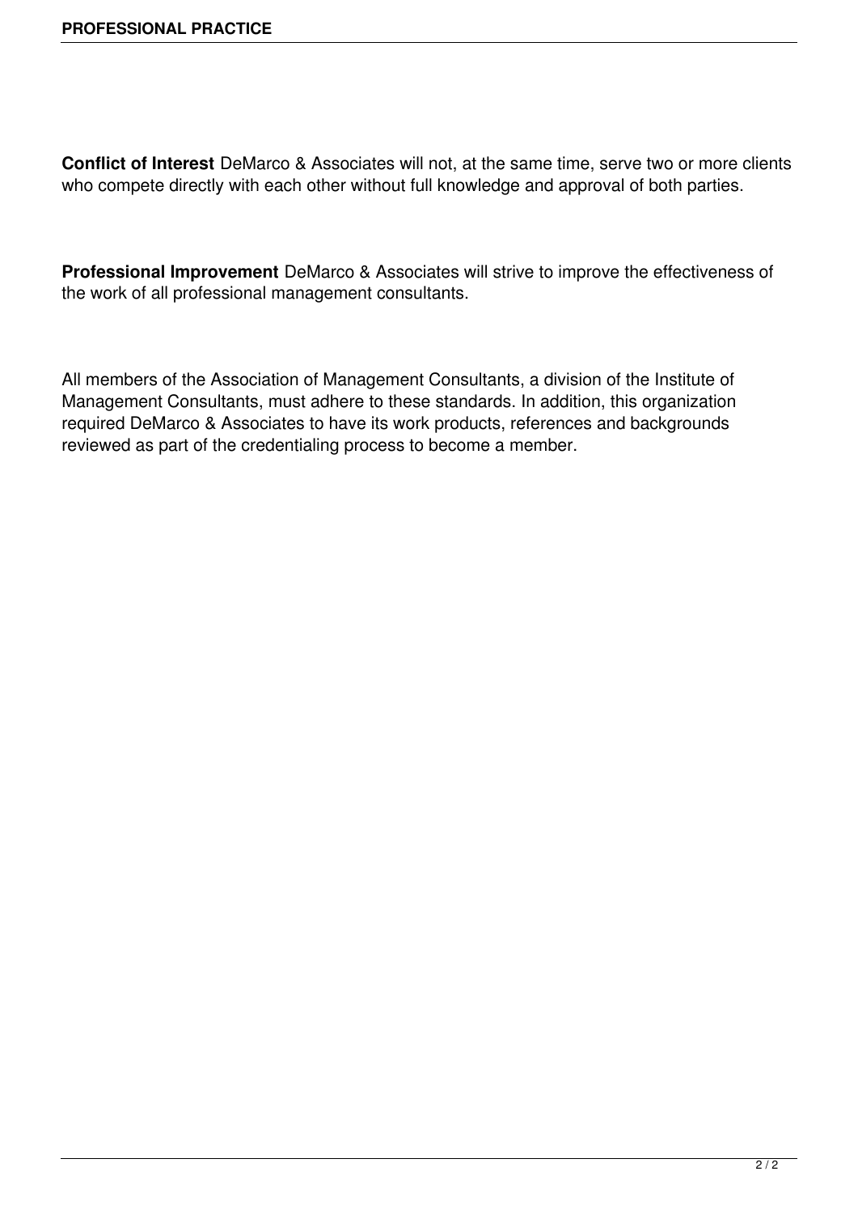**Conflict of Interest** DeMarco & Associates will not, at the same time, serve two or more clients who compete directly with each other without full knowledge and approval of both parties.

**Professional Improvement** DeMarco & Associates will strive to improve the effectiveness of the work of all professional management consultants.

All members of the Association of Management Consultants, a division of the Institute of Management Consultants, must adhere to these standards. In addition, this organization required DeMarco & Associates to have its work products, references and backgrounds reviewed as part of the credentialing process to become a member.